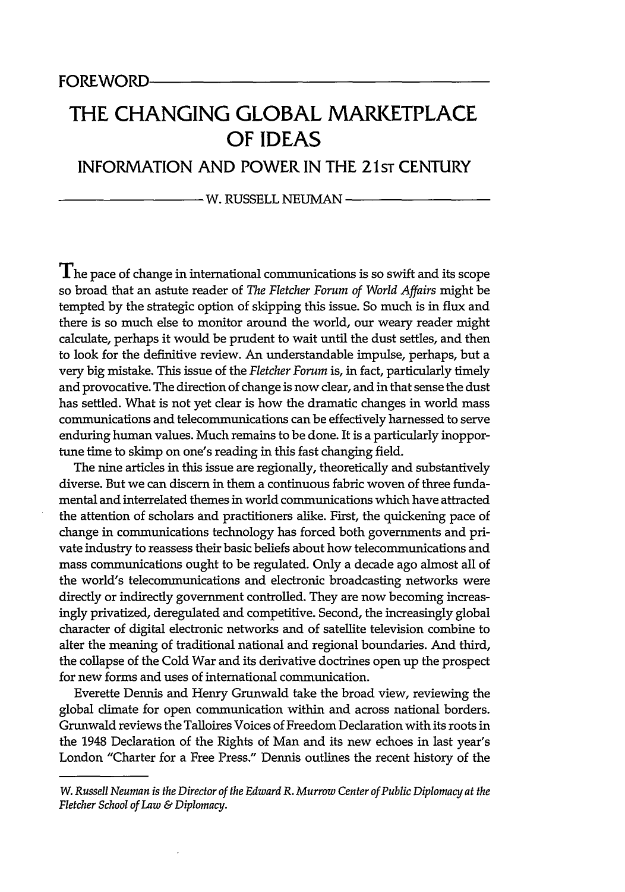FOREWORD

# THE CHANGING GLOBAL MARKETPLACE OF IDEAS

## INFORMATION AND POWER IN THE 21ST CENTURY

W. RUSSELL NEUMAN

The pace of change in international communications is so swift and its scope so broad that an astute reader of *The Fletcher Forum of World Affairs* might be tempted by the strategic option of skipping this issue. So much is in flux and there is so much else to monitor around the world, our weary reader might calculate, perhaps it would be prudent to wait until the dust settles, and then to look for the definitive review. An understandable impulse, perhaps, but a very big mistake. This issue of the *Fletcher Forum* is, in fact, particularly timely and provocative. The direction of change is now clear, and in that sense the dust has settled. What is not yet clear is how the dramatic changes in world mass communications and telecommunications can be effectively harnessed to serve enduring human values. Much remains to be done. It is a particularly inopportune time to skimp on one's reading in this fast changing field.

The nine articles in this issue are regionally, theoretically and substantively diverse. But we can discern in them a continuous fabric woven of three fundamental and interrelated themes in world communications which have attracted the attention of scholars and practitioners alike. First, the quickening pace of change in communications technology has forced both governments and private industry to reassess their basic beliefs about how telecommunications and mass communications ought to be regulated. Only a decade ago almost all of the world's telecommunications and electronic broadcasting networks were directly or indirectly government controlled. They are now becoming increasingly privatized, deregulated and competitive. Second, the increasingly global character of digital electronic networks and of satellite television combine to alter the meaning of traditional national and regional boundaries. And third, the collapse of the Cold War and its derivative doctrines open up the prospect for new forms and uses of international communication.

Everette Dennis and Henry Grunwald take the broad view, reviewing the global climate for open communication within and across national borders. Grunwald reviews the Talloires Voices of Freedom Declaration with its roots in the 1948 Declaration of the Rights of Man and its new echoes in last year's London "Charter for a Free Press." Dennis outlines the recent history of the

---

*W. Russell Neuman is the Director of the Edward R. Murrow Center of Public Diplomacy at the Fletcher School of Law & Diplomacy.*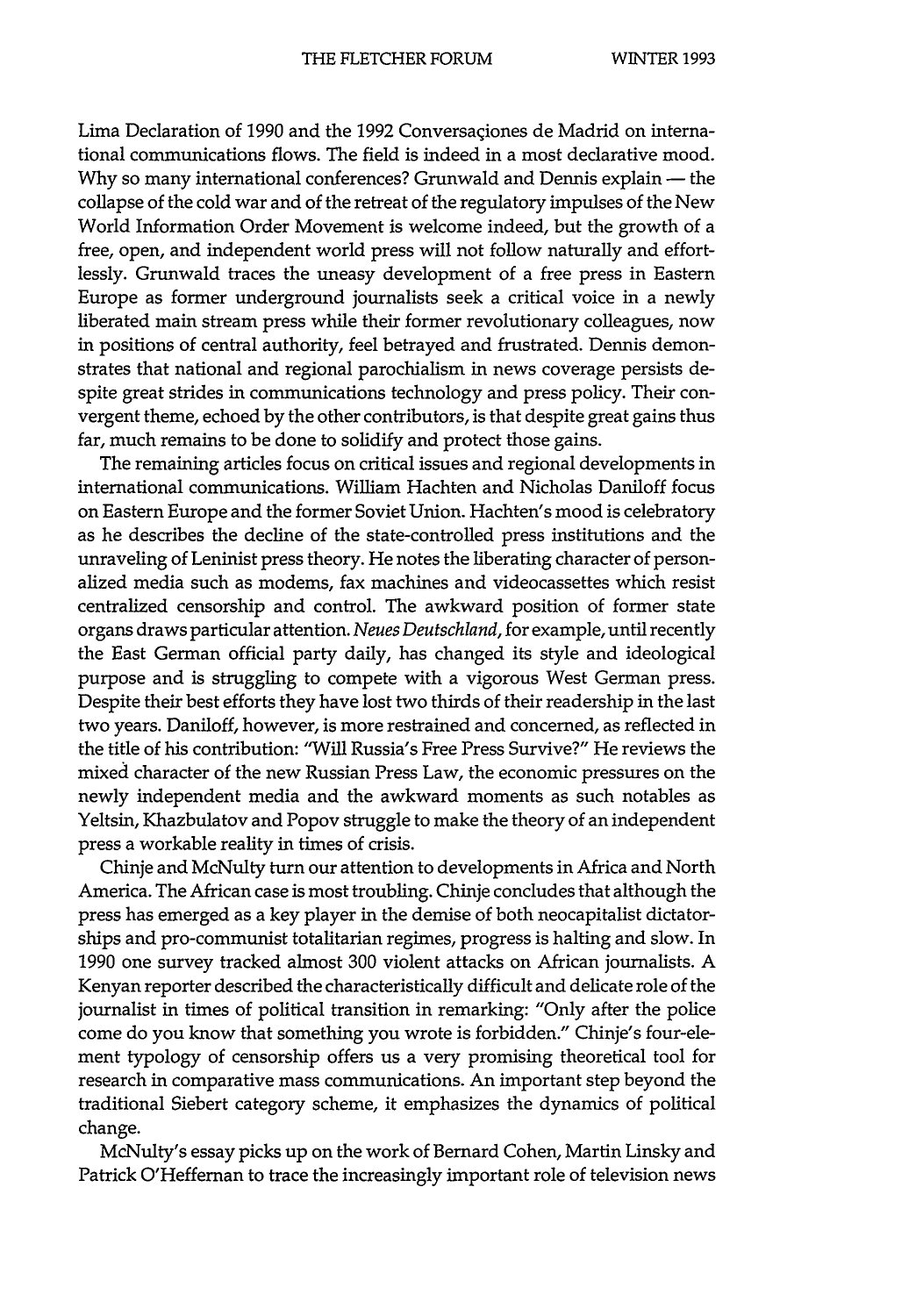Lima Declaration of 1990 and the 1992 Conversaçiones de Madrid on international communications flows. The field is indeed in a most declarative mood. Why so many international conferences? Grunwald and Dennis explain — the collapse of the cold war and of the retreat of the regulatory impulses of the New World Information Order Movement is welcome indeed, but the growth of a free, open, and independent world press will not follow naturally and effortlessly. Grunwald traces the uneasy development of a free press in Eastern Europe as former underground journalists seek a critical voice in a newly liberated main stream press while their former revolutionary colleagues, now in positions of central authority, feel betrayed and frustrated. Dennis demonstrates that national and regional parochialism in news coverage persists despite great strides in communications technology and press policy. Their convergent theme, echoed by the other contributors, is that despite great gains thus far, much remains to be done to solidify and protect those gains.

The remaining articles focus on critical issues and regional developments in international communications. William Hachten and Nicholas Daniloff focus on Eastern Europe and the former Soviet Union. Hachten's mood is celebratory as he describes the decline of the state-controlled press institutions and the unraveling of Leninist press theory. He notes the liberating character of personalized media such as modems, fax machines and videocassettes which resist centralized censorship and control. The awkward position of former state organs draws particular attention. *Neues Deutschland*, for example, until recently the East German official party daily, has changed its style and ideological purpose and is struggling to compete with a vigorous West German press. Despite their best efforts they have lost two thirds of their readership in the last two years. Daniloff, however, is more restrained and concerned, as reflected in the title of his contribution: "Will Russia's Free Press Survive?" He reviews the mixed character of the new Russian Press Law, the economic pressures on the newly independent media and the awkward moments as such notables as Yeltsin, Khazbulatov and Popov struggle to make the theory of an independent press a workable reality in times of crisis.

Chinje and McNulty turn our attention to developments in Africa and North America. The African case is most troubling. Chinje concludes that although the press has emerged as a key player in the demise of both neocapitalist dictatorships and pro-communist totalitarian regimes, progress is halting and slow. In 1990 one survey tracked almost 300 violent attacks on African journalists. A Kenyan reporter described the characteristically difficult and delicate role of the journalist in times of political transition in remarking: "Only after the police come do you know that something you wrote is forbidden." Chinje's four-element typology of censorship offers us a very promising theoretical tool for research in comparative mass communications. An important step beyond the traditional Siebert category scheme, it emphasizes the dynamics of political change.

McNulty's essay picks up on the work of Bernard Cohen, Martin Linsky and Patrick O'Heffernan to trace the increasingly important role of television news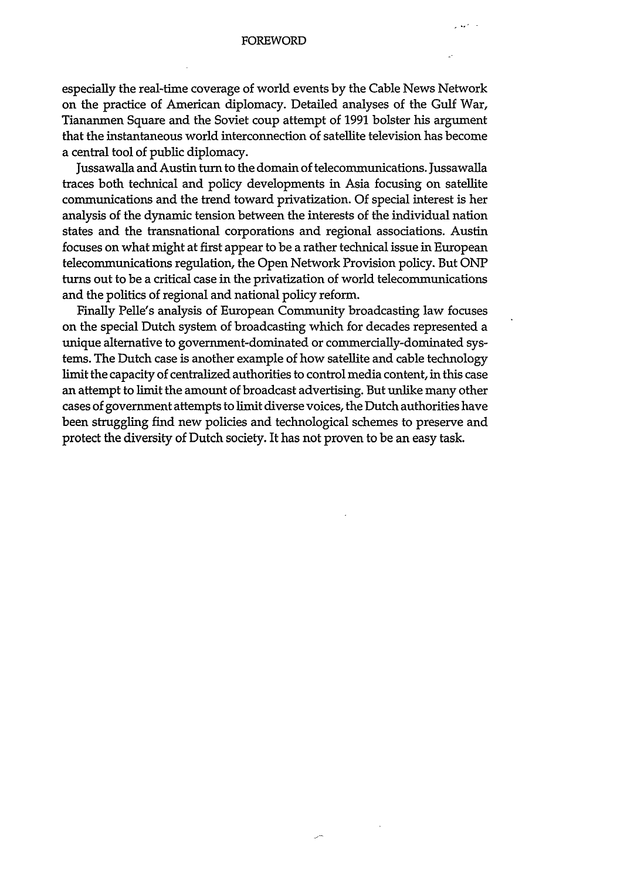especially the real-time coverage of world events by the Cable News Network on the practice of American diplomacy. Detailed analyses of the Gulf War, Tiananmen Square and the Soviet coup attempt of 1991 bolster his argument that the instantaneous world interconnection of satellite television has become a central tool of public diplomacy.

Jussawalla and Austin turn to the domain of telecommunications. Jussawalla traces both technical and policy developments in Asia focusing on satellite communications and the trend toward privatization. Of special interest is her analysis of the dynamic tension between the interests of the individual nation states and the transnational corporations and regional associations. Austin focuses on what might at first appear to be a rather technical issue in European telecommunications regulation, the Open Network Provision policy. But ONP turns out to be a critical case in the privatization of world telecommunications and the politics of regional and national policy reform.

Finally Pelle's analysis of European Community broadcasting law focuses on the special Dutch system of broadcasting which for decades represented a unique alternative to government-dominated or commercially-dominated systems. The Dutch case is another example of how satellite and cable technology limit the capacity of centralized authorities to control media content, in this case an attempt to limit the amount of broadcast advertising. But unlike many other cases of government attempts to limit diverse voices, the Dutch authorities have been struggling find new policies and technological schemes to preserve and protect the diversity of Dutch society. It has not proven to be an easy task.